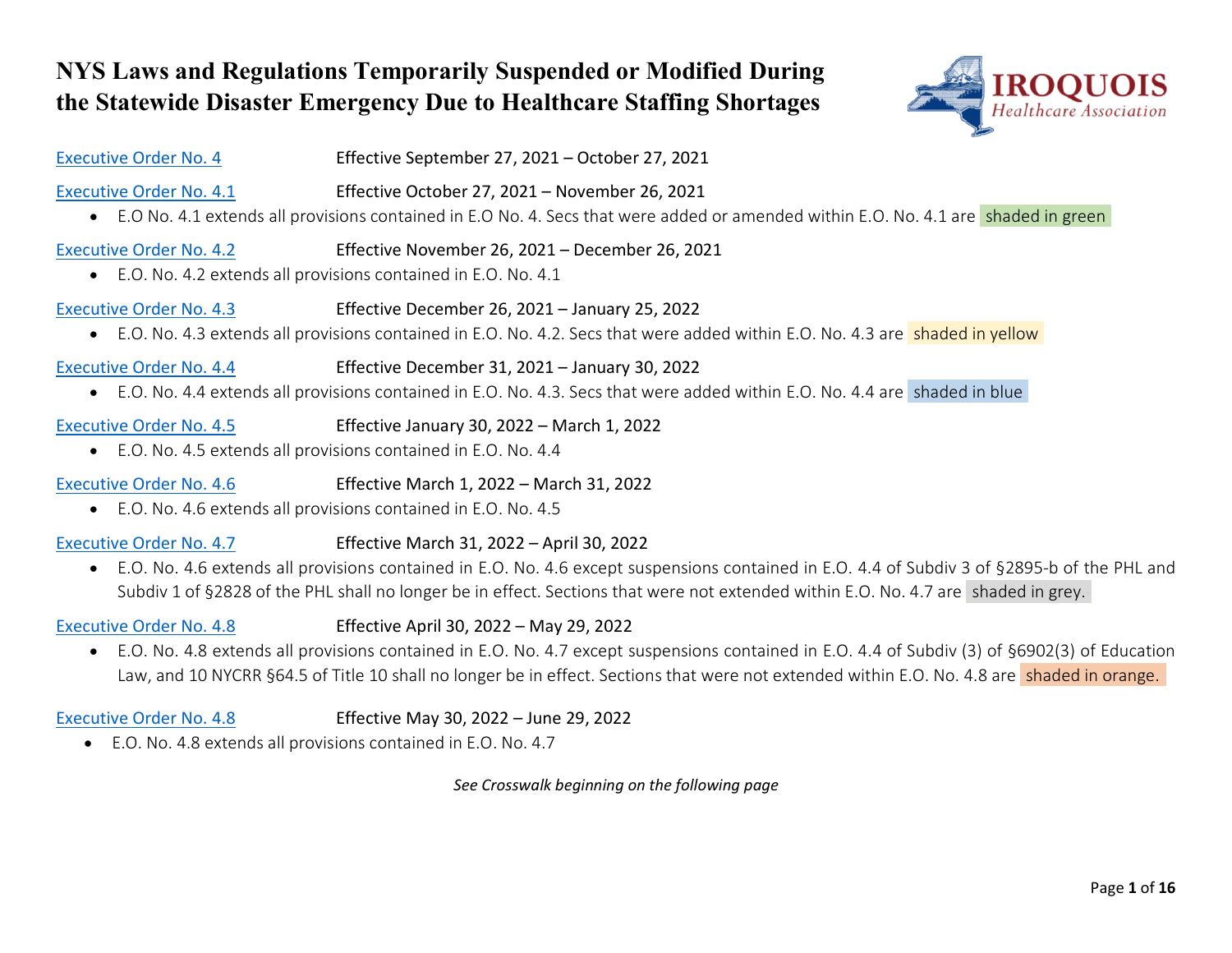# NYS Laws and Regulations Temporarily Suspended or Modified During the Statewide Disaster Emergency Due to Healthcare Staffing Shortages

[Executive Order No. 4] Effective September 27, 2021 – October 27, 2021

[Executive Order No. 4.1] Effective October 27, 2021 – November 26, 2021

- E.O No. 4.1 extends all provisions contained in E.O No. 4. Secs that were added or amended within E.O. No. 4.1 are shaded in green

[Executive Order No. 4.2] Effective November 26, 2021 – December 26, 2021

- E.O. No. 4.2 extends all provisions contained in E.O. No. 4.1

[Executive Order No. 4.3] Effective December 26, 2021 – January 25, 2022

- E.O. No. 4.3 extends all provisions contained in E.O. No. 4.2. Secs that were added within E.O. No. 4.3 are shaded in yellow

[Executive Order No. 4.4] Effective December 31, 2021 – January 30, 2022

- E.O. No. 4.4 extends all provisions contained in E.O. No. 4.3. Secs that were added within E.O. No. 4.4 are shaded in blue

[Executive Order No. 4.5] Effective January 30, 2022 – March 1, 2022

- E.O. No. 4.5 extends all provisions contained in E.O. No. 4.4

[Executive Order No. 4.6] Effective March 1, 2022 – March 31, 2022

- E.O. No. 4.6 extends all provisions contained in E.O. No. 4.5

[Executive Order No. 4.7] Effective March 31, 2022 – April 30, 2022

- E.O. No. 4.6 extends all provisions contained in E.O. No. 4.6 except suspensions contained in E.O. 4.4 of Subdiv 3 of §2895-b of the PHL and Subdiv 1 of §2828 of the PHL shall no longer be in effect. Sections that were not extended within E.O. No. 4.7 are shaded in grey.

[Executive Order No. 4.8] Effective April 30, 2022 – May 29, 2022

- E.O. No. 4.8 extends all provisions contained in E.O. No. 4.7 except suspensions contained in E.O. 4.4 of Subdiv (3) of §6902(3) of Education Law, and 10 NYCRR §64.5 of Title 10 shall no longer be in effect. Sections that were not extended within E.O. No. 4.8 are shaded in orange.

[Executive Order No. 4.8] Effective May 30, 2022 – June 29, 2022

- E.O. No. 4.8 extends all provisions contained in E.O. No. 4.7

*See Crosswalk beginning on the following page*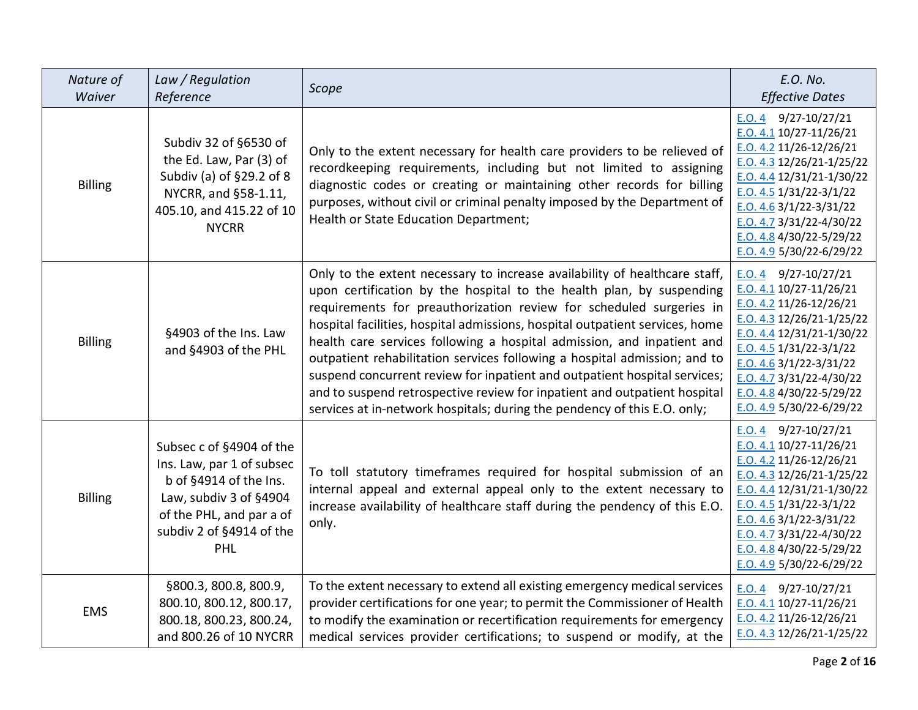| *Nature of Waiver* | *Law / Regulation Reference* | *Scope* | *E.O. No. Effective Dates* |
|---|---|---|---|
| Billing | Subdiv 32 of §6530 of the Ed. Law, Par (3) of Subdiv (a) of §29.2 of 8 NYCRR, and §58-1.11, 405.10, and 415.22 of 10 NYCRR | Only to the extent necessary for health care providers to be relieved of recordkeeping requirements, including but not limited to assigning diagnostic codes or creating or maintaining other records for billing purposes, without civil or criminal penalty imposed by the Department of Health or State Education Department; | E.O. 4 9/27-10/27/21<br>E.O. 4.1 10/27-11/26/21<br>E.O. 4.2 11/26-12/26/21<br>E.O. 4.3 12/26/21-1/25/22<br>E.O. 4.4 12/31/21-1/30/22<br>E.O. 4.5 1/31/22-3/1/22<br>E.O. 4.6 3/1/22-3/31/22<br>E.O. 4.7 3/31/22-4/30/22<br>E.O. 4.8 4/30/22-5/29/22<br>E.O. 4.9 5/30/22-6/29/22 |
| Billing | §4903 of the Ins. Law and §4903 of the PHL | Only to the extent necessary to increase availability of healthcare staff, upon certification by the hospital to the health plan, by suspending requirements for preauthorization review for scheduled surgeries in hospital facilities, hospital admissions, hospital outpatient services, home health care services following a hospital admission, and inpatient and outpatient rehabilitation services following a hospital admission; and to suspend concurrent review for inpatient and outpatient hospital services; and to suspend retrospective review for inpatient and outpatient hospital services at in-network hospitals; during the pendency of this E.O. only; | E.O. 4 9/27-10/27/21<br>E.O. 4.1 10/27-11/26/21<br>E.O. 4.2 11/26-12/26/21<br>E.O. 4.3 12/26/21-1/25/22<br>E.O. 4.4 12/31/21-1/30/22<br>E.O. 4.5 1/31/22-3/1/22<br>E.O. 4.6 3/1/22-3/31/22<br>E.O. 4.7 3/31/22-4/30/22<br>E.O. 4.8 4/30/22-5/29/22<br>E.O. 4.9 5/30/22-6/29/22 |
| Billing | Subsec c of §4904 of the Ins. Law, par 1 of subsec b of §4914 of the Ins. Law, subdiv 3 of §4904 of the PHL, and par a of subdiv 2 of §4914 of the PHL | To toll statutory timeframes required for hospital submission of an internal appeal and external appeal only to the extent necessary to increase availability of healthcare staff during the pendency of this E.O. only. | E.O. 4 9/27-10/27/21<br>E.O. 4.1 10/27-11/26/21<br>E.O. 4.2 11/26-12/26/21<br>E.O. 4.3 12/26/21-1/25/22<br>E.O. 4.4 12/31/21-1/30/22<br>E.O. 4.5 1/31/22-3/1/22<br>E.O. 4.6 3/1/22-3/31/22<br>E.O. 4.7 3/31/22-4/30/22<br>E.O. 4.8 4/30/22-5/29/22<br>E.O. 4.9 5/30/22-6/29/22 |
| EMS | §800.3, 800.8, 800.9, 800.10, 800.12, 800.17, 800.18, 800.23, 800.24, and 800.26 of 10 NYCRR | To the extent necessary to extend all existing emergency medical services provider certifications for one year; to permit the Commissioner of Health to modify the examination or recertification requirements for emergency medical services provider certifications; to suspend or modify, at the | E.O. 4 9/27-10/27/21<br>E.O. 4.1 10/27-11/26/21<br>E.O. 4.2 11/26-12/26/21<br>E.O. 4.3 12/26/21-1/25/22 |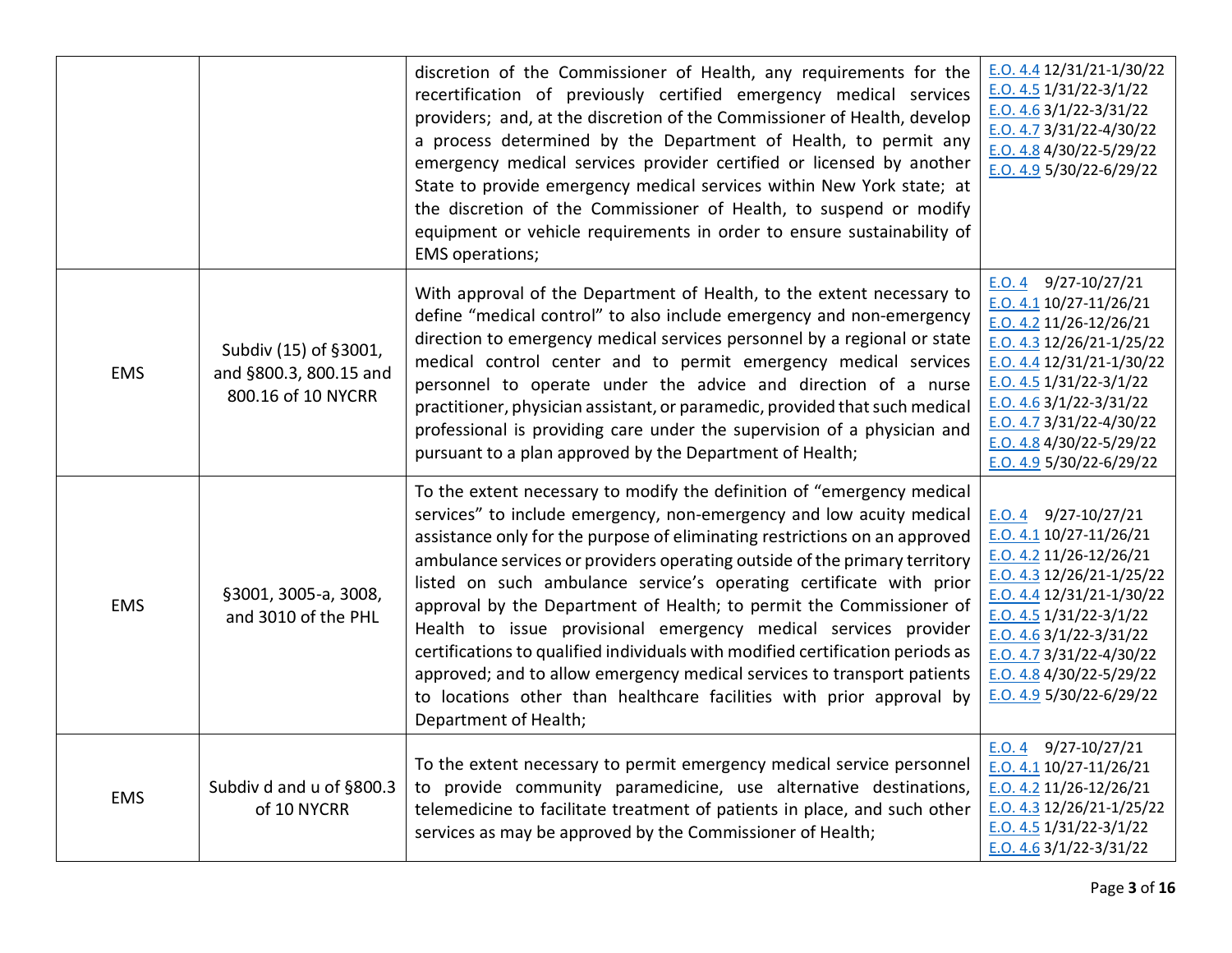| | | | |
|---|---|---|---|
| | | discretion of the Commissioner of Health, any requirements for the recertification of previously certified emergency medical services providers; and, at the discretion of the Commissioner of Health, develop a process determined by the Department of Health, to permit any emergency medical services provider certified or licensed by another State to provide emergency medical services within New York state; at the discretion of the Commissioner of Health, to suspend or modify equipment or vehicle requirements in order to ensure sustainability of EMS operations; | E.O. 4.4 12/31/21-1/30/22<br>E.O. 4.5 1/31/22-3/1/22<br>E.O. 4.6 3/1/22-3/31/22<br>E.O. 4.7 3/31/22-4/30/22<br>E.O. 4.8 4/30/22-5/29/22<br>E.O. 4.9 5/30/22-6/29/22 |
| EMS | Subdiv (15) of §3001, and §800.3, 800.15 and 800.16 of 10 NYCRR | With approval of the Department of Health, to the extent necessary to define "medical control" to also include emergency and non-emergency direction to emergency medical services personnel by a regional or state medical control center and to permit emergency medical services personnel to operate under the advice and direction of a nurse practitioner, physician assistant, or paramedic, provided that such medical professional is providing care under the supervision of a physician and pursuant to a plan approved by the Department of Health; | E.O. 4 9/27-10/27/21<br>E.O. 4.1 10/27-11/26/21<br>E.O. 4.2 11/26-12/26/21<br>E.O. 4.3 12/26/21-1/25/22<br>E.O. 4.4 12/31/21-1/30/22<br>E.O. 4.5 1/31/22-3/1/22<br>E.O. 4.6 3/1/22-3/31/22<br>E.O. 4.7 3/31/22-4/30/22<br>E.O. 4.8 4/30/22-5/29/22<br>E.O. 4.9 5/30/22-6/29/22 |
| EMS | §3001, 3005-a, 3008, and 3010 of the PHL | To the extent necessary to modify the definition of "emergency medical services" to include emergency, non-emergency and low acuity medical assistance only for the purpose of eliminating restrictions on an approved ambulance services or providers operating outside of the primary territory listed on such ambulance service's operating certificate with prior approval by the Department of Health; to permit the Commissioner of Health to issue provisional emergency medical services provider certifications to qualified individuals with modified certification periods as approved; and to allow emergency medical services to transport patients to locations other than healthcare facilities with prior approval by Department of Health; | E.O. 4 9/27-10/27/21<br>E.O. 4.1 10/27-11/26/21<br>E.O. 4.2 11/26-12/26/21<br>E.O. 4.3 12/26/21-1/25/22<br>E.O. 4.4 12/31/21-1/30/22<br>E.O. 4.5 1/31/22-3/1/22<br>E.O. 4.6 3/1/22-3/31/22<br>E.O. 4.7 3/31/22-4/30/22<br>E.O. 4.8 4/30/22-5/29/22<br>E.O. 4.9 5/30/22-6/29/22 |
| EMS | Subdiv d and u of §800.3 of 10 NYCRR | To the extent necessary to permit emergency medical service personnel to provide community paramedicine, use alternative destinations, telemedicine to facilitate treatment of patients in place, and such other services as may be approved by the Commissioner of Health; | E.O. 4 9/27-10/27/21<br>E.O. 4.1 10/27-11/26/21<br>E.O. 4.2 11/26-12/26/21<br>E.O. 4.3 12/26/21-1/25/22<br>E.O. 4.5 1/31/22-3/1/22<br>E.O. 4.6 3/1/22-3/31/22 |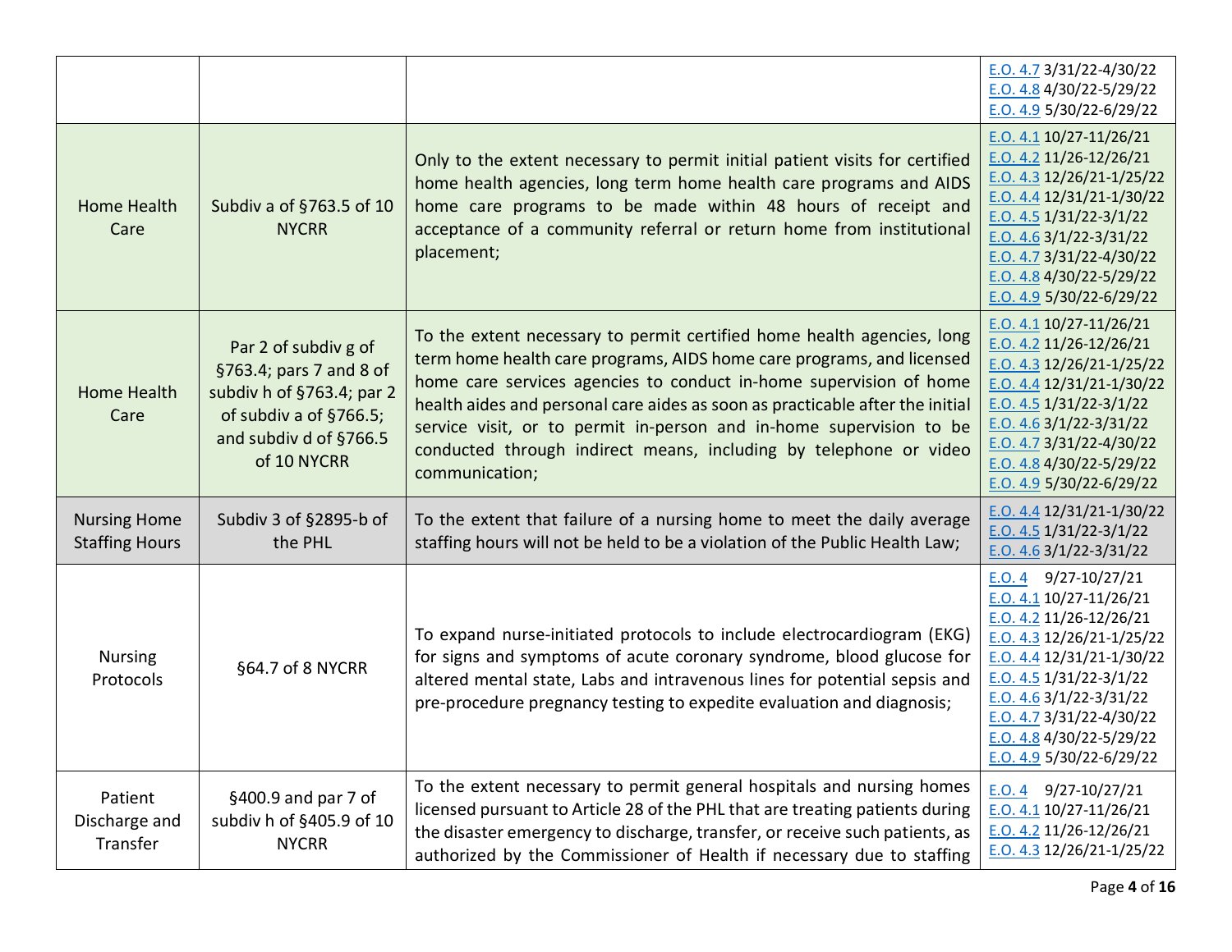| | | | |
|---|---|---|---|
| | | | E.O. 4.7 3/31/22-4/30/22<br>E.O. 4.8 4/30/22-5/29/22<br>E.O. 4.9 5/30/22-6/29/22 |
| Home Health Care | Subdiv a of §763.5 of 10 NYCRR | Only to the extent necessary to permit initial patient visits for certified home health agencies, long term home health care programs and AIDS home care programs to be made within 48 hours of receipt and acceptance of a community referral or return home from institutional placement; | E.O. 4.1 10/27-11/26/21<br>E.O. 4.2 11/26-12/26/21<br>E.O. 4.3 12/26/21-1/25/22<br>E.O. 4.4 12/31/21-1/30/22<br>E.O. 4.5 1/31/22-3/1/22<br>E.O. 4.6 3/1/22-3/31/22<br>E.O. 4.7 3/31/22-4/30/22<br>E.O. 4.8 4/30/22-5/29/22<br>E.O. 4.9 5/30/22-6/29/22 |
| Home Health Care | Par 2 of subdiv g of §763.4; pars 7 and 8 of subdiv h of §763.4; par 2 of subdiv a of §766.5; and subdiv d of §766.5 of 10 NYCRR | To the extent necessary to permit certified home health agencies, long term home health care programs, AIDS home care programs, and licensed home care services agencies to conduct in-home supervision of home health aides and personal care aides as soon as practicable after the initial service visit, or to permit in-person and in-home supervision to be conducted through indirect means, including by telephone or video communication; | E.O. 4.1 10/27-11/26/21<br>E.O. 4.2 11/26-12/26/21<br>E.O. 4.3 12/26/21-1/25/22<br>E.O. 4.4 12/31/21-1/30/22<br>E.O. 4.5 1/31/22-3/1/22<br>E.O. 4.6 3/1/22-3/31/22<br>E.O. 4.7 3/31/22-4/30/22<br>E.O. 4.8 4/30/22-5/29/22<br>E.O. 4.9 5/30/22-6/29/22 |
| Nursing Home Staffing Hours | Subdiv 3 of §2895-b of the PHL | To the extent that failure of a nursing home to meet the daily average staffing hours will not be held to be a violation of the Public Health Law; | E.O. 4.4 12/31/21-1/30/22<br>E.O. 4.5 1/31/22-3/1/22<br>E.O. 4.6 3/1/22-3/31/22 |
| Nursing Protocols | §64.7 of 8 NYCRR | To expand nurse-initiated protocols to include electrocardiogram (EKG) for signs and symptoms of acute coronary syndrome, blood glucose for altered mental state, Labs and intravenous lines for potential sepsis and pre-procedure pregnancy testing to expedite evaluation and diagnosis; | E.O. 4 9/27-10/27/21<br>E.O. 4.1 10/27-11/26/21<br>E.O. 4.2 11/26-12/26/21<br>E.O. 4.3 12/26/21-1/25/22<br>E.O. 4.4 12/31/21-1/30/22<br>E.O. 4.5 1/31/22-3/1/22<br>E.O. 4.6 3/1/22-3/31/22<br>E.O. 4.7 3/31/22-4/30/22<br>E.O. 4.8 4/30/22-5/29/22<br>E.O. 4.9 5/30/22-6/29/22 |
| Patient Discharge and Transfer | §400.9 and par 7 of subdiv h of §405.9 of 10 NYCRR | To the extent necessary to permit general hospitals and nursing homes licensed pursuant to Article 28 of the PHL that are treating patients during the disaster emergency to discharge, transfer, or receive such patients, as authorized by the Commissioner of Health if necessary due to staffing | E.O. 4 9/27-10/27/21<br>E.O. 4.1 10/27-11/26/21<br>E.O. 4.2 11/26-12/26/21<br>E.O. 4.3 12/26/21-1/25/22 |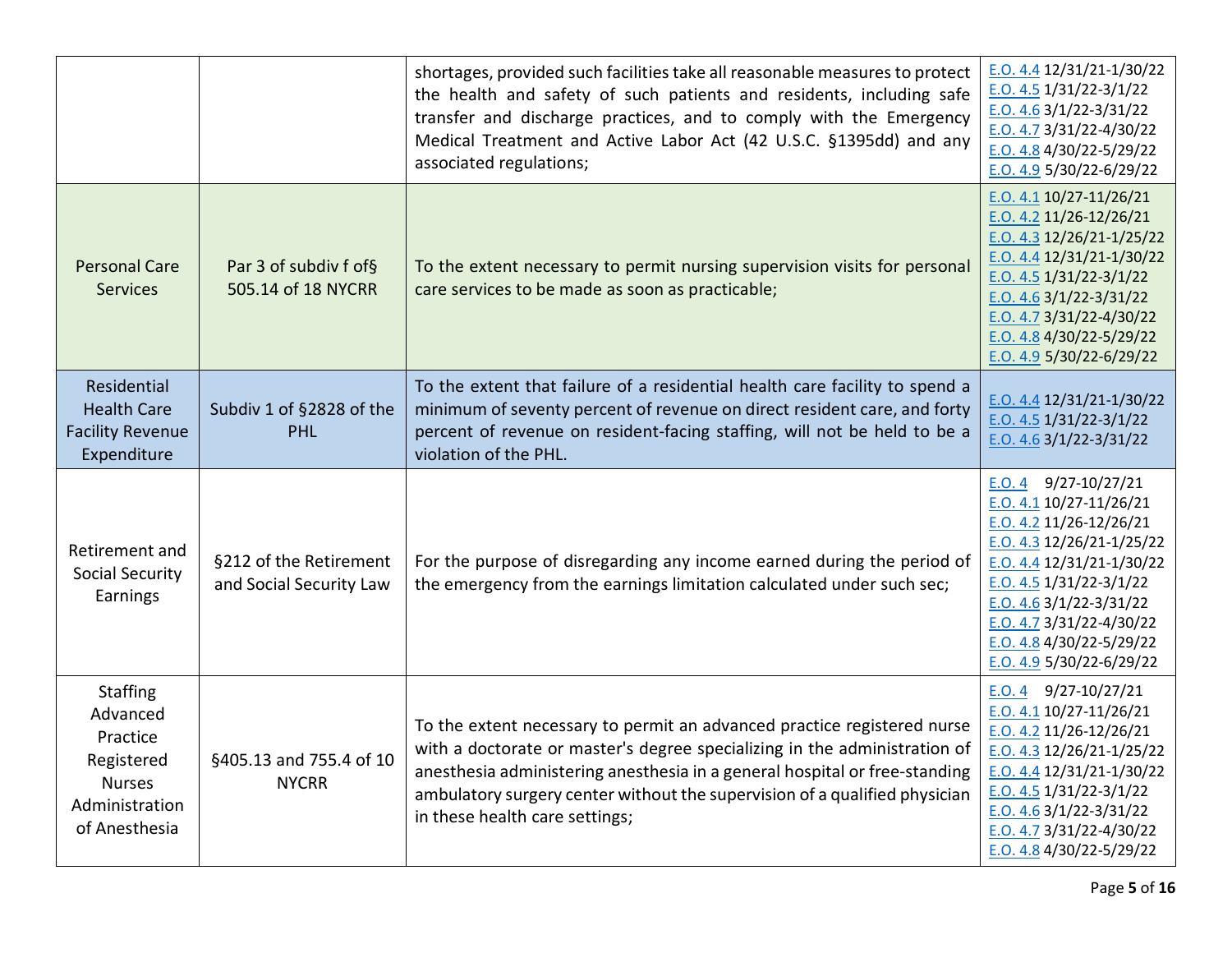| | | | |
|---|---|---|---|
| | | shortages, provided such facilities take all reasonable measures to protect the health and safety of such patients and residents, including safe transfer and discharge practices, and to comply with the Emergency Medical Treatment and Active Labor Act (42 U.S.C. §1395dd) and any associated regulations; | E.O. 4.4 12/31/21-1/30/22<br>E.O. 4.5 1/31/22-3/1/22<br>E.O. 4.6 3/1/22-3/31/22<br>E.O. 4.7 3/31/22-4/30/22<br>E.O. 4.8 4/30/22-5/29/22<br>E.O. 4.9 5/30/22-6/29/22 |
| Personal Care Services | Par 3 of subdiv f of§ 505.14 of 18 NYCRR | To the extent necessary to permit nursing supervision visits for personal care services to be made as soon as practicable; | E.O. 4.1 10/27-11/26/21<br>E.O. 4.2 11/26-12/26/21<br>E.O. 4.3 12/26/21-1/25/22<br>E.O. 4.4 12/31/21-1/30/22<br>E.O. 4.5 1/31/22-3/1/22<br>E.O. 4.6 3/1/22-3/31/22<br>E.O. 4.7 3/31/22-4/30/22<br>E.O. 4.8 4/30/22-5/29/22<br>E.O. 4.9 5/30/22-6/29/22 |
| Residential Health Care Facility Revenue Expenditure | Subdiv 1 of §2828 of the PHL | To the extent that failure of a residential health care facility to spend a minimum of seventy percent of revenue on direct resident care, and forty percent of revenue on resident-facing staffing, will not be held to be a violation of the PHL. | E.O. 4.4 12/31/21-1/30/22<br>E.O. 4.5 1/31/22-3/1/22<br>E.O. 4.6 3/1/22-3/31/22 |
| Retirement and Social Security Earnings | §212 of the Retirement and Social Security Law | For the purpose of disregarding any income earned during the period of the emergency from the earnings limitation calculated under such sec; | E.O. 4 9/27-10/27/21<br>E.O. 4.1 10/27-11/26/21<br>E.O. 4.2 11/26-12/26/21<br>E.O. 4.3 12/26/21-1/25/22<br>E.O. 4.4 12/31/21-1/30/22<br>E.O. 4.5 1/31/22-3/1/22<br>E.O. 4.6 3/1/22-3/31/22<br>E.O. 4.7 3/31/22-4/30/22<br>E.O. 4.8 4/30/22-5/29/22<br>E.O. 4.9 5/30/22-6/29/22 |
| Staffing Advanced Practice Registered Nurses Administration of Anesthesia | §405.13 and 755.4 of 10 NYCRR | To the extent necessary to permit an advanced practice registered nurse with a doctorate or master's degree specializing in the administration of anesthesia administering anesthesia in a general hospital or free-standing ambulatory surgery center without the supervision of a qualified physician in these health care settings; | E.O. 4 9/27-10/27/21<br>E.O. 4.1 10/27-11/26/21<br>E.O. 4.2 11/26-12/26/21<br>E.O. 4.3 12/26/21-1/25/22<br>E.O. 4.4 12/31/21-1/30/22<br>E.O. 4.5 1/31/22-3/1/22<br>E.O. 4.6 3/1/22-3/31/22<br>E.O. 4.7 3/31/22-4/30/22<br>E.O. 4.8 4/30/22-5/29/22 |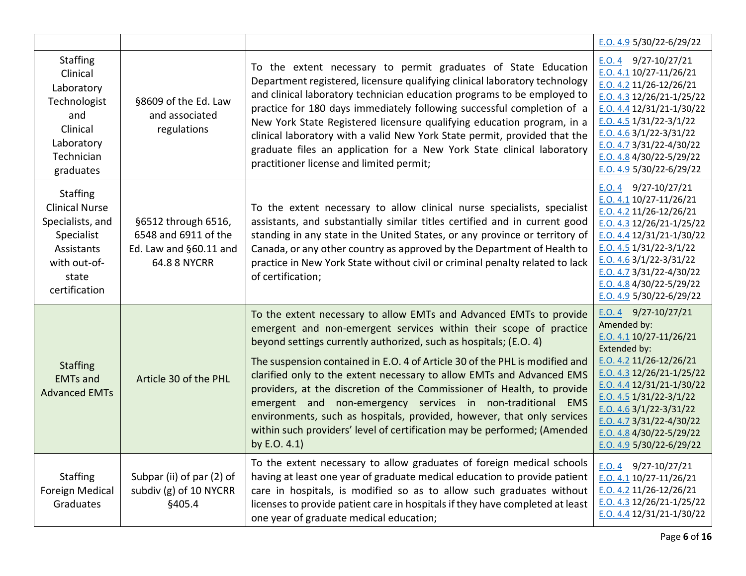| | | | |
|---|---|---|---|
| | | | E.O. 4.9 5/30/22-6/29/22 |
| Staffing Clinical Laboratory Technologist and Clinical Laboratory Technician graduates | §8609 of the Ed. Law and associated regulations | To the extent necessary to permit graduates of State Education Department registered, licensure qualifying clinical laboratory technology and clinical laboratory technician education programs to be employed to practice for 180 days immediately following successful completion of a New York State Registered licensure qualifying education program, in a clinical laboratory with a valid New York State permit, provided that the graduate files an application for a New York State clinical laboratory practitioner license and limited permit; | E.O. 4 9/27-10/27/21<br>E.O. 4.1 10/27-11/26/21<br>E.O. 4.2 11/26-12/26/21<br>E.O. 4.3 12/26/21-1/25/22<br>E.O. 4.4 12/31/21-1/30/22<br>E.O. 4.5 1/31/22-3/1/22<br>E.O. 4.6 3/1/22-3/31/22<br>E.O. 4.7 3/31/22-4/30/22<br>E.O. 4.8 4/30/22-5/29/22<br>E.O. 4.9 5/30/22-6/29/22 |
| Staffing Clinical Nurse Specialists, and Specialist Assistants with out-of-state certification | §6512 through 6516, 6548 and 6911 of the Ed. Law and §60.11 and 64.8 8 NYCRR | To the extent necessary to allow clinical nurse specialists, specialist assistants, and substantially similar titles certified and in current good standing in any state in the United States, or any province or territory of Canada, or any other country as approved by the Department of Health to practice in New York State without civil or criminal penalty related to lack of certification; | E.O. 4 9/27-10/27/21<br>E.O. 4.1 10/27-11/26/21<br>E.O. 4.2 11/26-12/26/21<br>E.O. 4.3 12/26/21-1/25/22<br>E.O. 4.4 12/31/21-1/30/22<br>E.O. 4.5 1/31/22-3/1/22<br>E.O. 4.6 3/1/22-3/31/22<br>E.O. 4.7 3/31/22-4/30/22<br>E.O. 4.8 4/30/22-5/29/22<br>E.O. 4.9 5/30/22-6/29/22 |
| Staffing EMTs and Advanced EMTs | Article 30 of the PHL | To the extent necessary to allow EMTs and Advanced EMTs to provide emergent and non-emergent services within their scope of practice beyond settings currently authorized, such as hospitals; (E.O. 4)<br><br>The suspension contained in E.O. 4 of Article 30 of the PHL is modified and clarified only to the extent necessary to allow EMTs and Advanced EMS providers, at the discretion of the Commissioner of Health, to provide emergent and non-emergency services in non-traditional EMS environments, such as hospitals, provided, however, that only services within such providers' level of certification may be performed; (Amended by E.O. 4.1) | E.O. 4 9/27-10/27/21<br>Amended by:<br>E.O. 4.1 10/27-11/26/21<br>Extended by:<br>E.O. 4.2 11/26-12/26/21<br>E.O. 4.3 12/26/21-1/25/22<br>E.O. 4.4 12/31/21-1/30/22<br>E.O. 4.5 1/31/22-3/1/22<br>E.O. 4.6 3/1/22-3/31/22<br>E.O. 4.7 3/31/22-4/30/22<br>E.O. 4.8 4/30/22-5/29/22<br>E.O. 4.9 5/30/22-6/29/22 |
| Staffing Foreign Medical Graduates | Subpar (ii) of par (2) of subdiv (g) of 10 NYCRR §405.4 | To the extent necessary to allow graduates of foreign medical schools having at least one year of graduate medical education to provide patient care in hospitals, is modified so as to allow such graduates without licenses to provide patient care in hospitals if they have completed at least one year of graduate medical education; | E.O. 4 9/27-10/27/21<br>E.O. 4.1 10/27-11/26/21<br>E.O. 4.2 11/26-12/26/21<br>E.O. 4.3 12/26/21-1/25/22<br>E.O. 4.4 12/31/21-1/30/22 |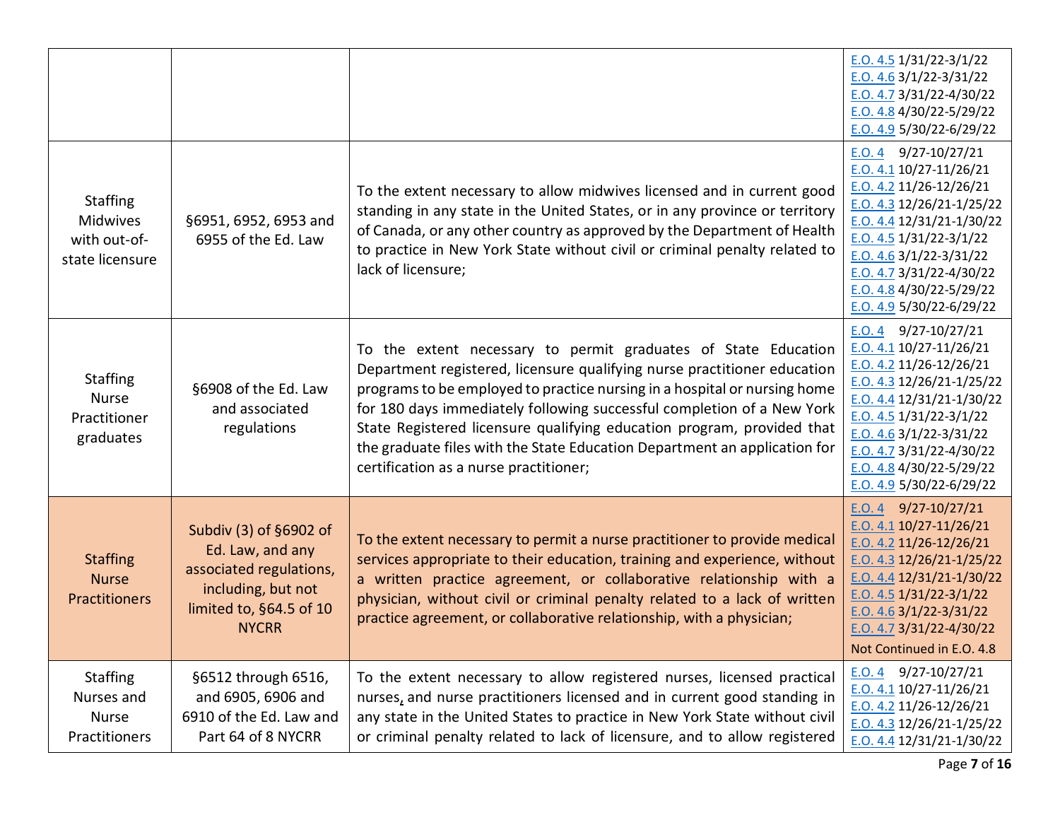| | | | |
|---|---|---|---|
| | | | E.O. 4.5 1/31/22-3/1/22<br>E.O. 4.6 3/1/22-3/31/22<br>E.O. 4.7 3/31/22-4/30/22<br>E.O. 4.8 4/30/22-5/29/22<br>E.O. 4.9 5/30/22-6/29/22 |
| Staffing Midwives with out-of-state licensure | §6951, 6952, 6953 and 6955 of the Ed. Law | To the extent necessary to allow midwives licensed and in current good standing in any state in the United States, or in any province or territory of Canada, or any other country as approved by the Department of Health to practice in New York State without civil or criminal penalty related to lack of licensure; | E.O. 4 9/27-10/27/21<br>E.O. 4.1 10/27-11/26/21<br>E.O. 4.2 11/26-12/26/21<br>E.O. 4.3 12/26/21-1/25/22<br>E.O. 4.4 12/31/21-1/30/22<br>E.O. 4.5 1/31/22-3/1/22<br>E.O. 4.6 3/1/22-3/31/22<br>E.O. 4.7 3/31/22-4/30/22<br>E.O. 4.8 4/30/22-5/29/22<br>E.O. 4.9 5/30/22-6/29/22 |
| Staffing Nurse Practitioner graduates | §6908 of the Ed. Law and associated regulations | To the extent necessary to permit graduates of State Education Department registered, licensure qualifying nurse practitioner education programs to be employed to practice nursing in a hospital or nursing home for 180 days immediately following successful completion of a New York State Registered licensure qualifying education program, provided that the graduate files with the State Education Department an application for certification as a nurse practitioner; | E.O. 4 9/27-10/27/21<br>E.O. 4.1 10/27-11/26/21<br>E.O. 4.2 11/26-12/26/21<br>E.O. 4.3 12/26/21-1/25/22<br>E.O. 4.4 12/31/21-1/30/22<br>E.O. 4.5 1/31/22-3/1/22<br>E.O. 4.6 3/1/22-3/31/22<br>E.O. 4.7 3/31/22-4/30/22<br>E.O. 4.8 4/30/22-5/29/22<br>E.O. 4.9 5/30/22-6/29/22 |
| Staffing Nurse Practitioners | Subdiv (3) of §6902 of Ed. Law, and any associated regulations, including, but not limited to, §64.5 of 10 NYCRR | To the extent necessary to permit a nurse practitioner to provide medical services appropriate to their education, training and experience, without a written practice agreement, or collaborative relationship with a physician, without civil or criminal penalty related to a lack of written practice agreement, or collaborative relationship, with a physician; | E.O. 4 9/27-10/27/21<br>E.O. 4.1 10/27-11/26/21<br>E.O. 4.2 11/26-12/26/21<br>E.O. 4.3 12/26/21-1/25/22<br>E.O. 4.4 12/31/21-1/30/22<br>E.O. 4.5 1/31/22-3/1/22<br>E.O. 4.6 3/1/22-3/31/22<br>E.O. 4.7 3/31/22-4/30/22<br>Not Continued in E.O. 4.8 |
| Staffing Nurses and Nurse Practitioners | §6512 through 6516, and 6905, 6906 and 6910 of the Ed. Law and Part 64 of 8 NYCRR | To the extent necessary to allow registered nurses, licensed practical nurses, and nurse practitioners licensed and in current good standing in any state in the United States to practice in New York State without civil or criminal penalty related to lack of licensure, and to allow registered | E.O. 4 9/27-10/27/21<br>E.O. 4.1 10/27-11/26/21<br>E.O. 4.2 11/26-12/26/21<br>E.O. 4.3 12/26/21-1/25/22<br>E.O. 4.4 12/31/21-1/30/22 |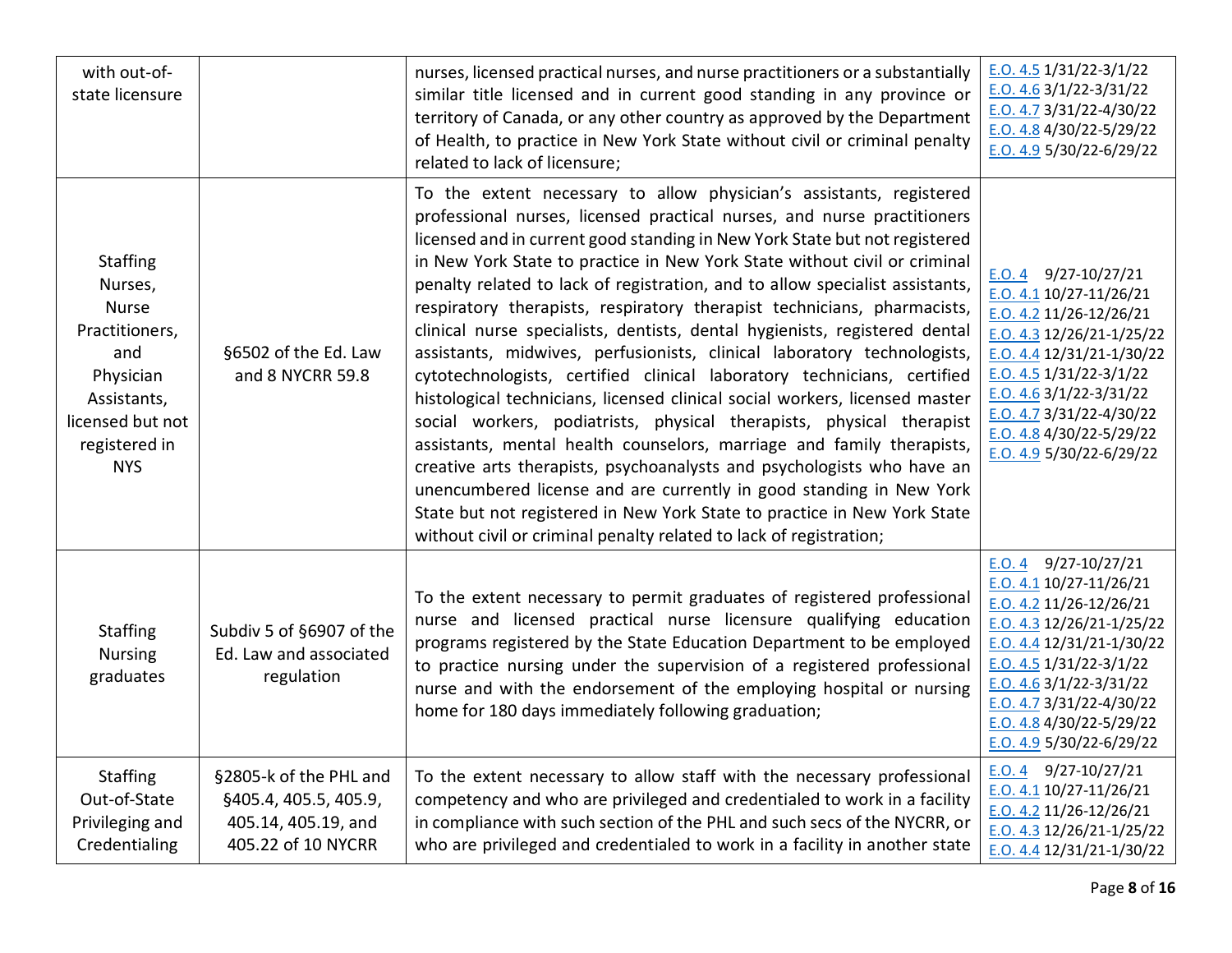| | | | |
|---|---|---|---|
| with out-of-state licensure | | nurses, licensed practical nurses, and nurse practitioners or a substantially similar title licensed and in current good standing in any province or territory of Canada, or any other country as approved by the Department of Health, to practice in New York State without civil or criminal penalty related to lack of licensure; | E.O. 4.5 1/31/22-3/1/22<br>E.O. 4.6 3/1/22-3/31/22<br>E.O. 4.7 3/31/22-4/30/22<br>E.O. 4.8 4/30/22-5/29/22<br>E.O. 4.9 5/30/22-6/29/22 |
| Staffing Nurses, Nurse Practitioners, and Physician Assistants, licensed but not registered in NYS | §6502 of the Ed. Law and 8 NYCRR 59.8 | To the extent necessary to allow physician's assistants, registered professional nurses, licensed practical nurses, and nurse practitioners licensed and in current good standing in New York State but not registered in New York State to practice in New York State without civil or criminal penalty related to lack of registration, and to allow specialist assistants, respiratory therapists, respiratory therapist technicians, pharmacists, clinical nurse specialists, dentists, dental hygienists, registered dental assistants, midwives, perfusionists, clinical laboratory technologists, cytotechnologists, certified clinical laboratory technicians, certified histological technicians, licensed clinical social workers, licensed master social workers, podiatrists, physical therapists, physical therapist assistants, mental health counselors, marriage and family therapists, creative arts therapists, psychoanalysts and psychologists who have an unencumbered license and are currently in good standing in New York State but not registered in New York State to practice in New York State without civil or criminal penalty related to lack of registration; | E.O. 4 9/27-10/27/21<br>E.O. 4.1 10/27-11/26/21<br>E.O. 4.2 11/26-12/26/21<br>E.O. 4.3 12/26/21-1/25/22<br>E.O. 4.4 12/31/21-1/30/22<br>E.O. 4.5 1/31/22-3/1/22<br>E.O. 4.6 3/1/22-3/31/22<br>E.O. 4.7 3/31/22-4/30/22<br>E.O. 4.8 4/30/22-5/29/22<br>E.O. 4.9 5/30/22-6/29/22 |
| Staffing Nursing graduates | Subdiv 5 of §6907 of the Ed. Law and associated regulation | To the extent necessary to permit graduates of registered professional nurse and licensed practical nurse licensure qualifying education programs registered by the State Education Department to be employed to practice nursing under the supervision of a registered professional nurse and with the endorsement of the employing hospital or nursing home for 180 days immediately following graduation; | E.O. 4 9/27-10/27/21<br>E.O. 4.1 10/27-11/26/21<br>E.O. 4.2 11/26-12/26/21<br>E.O. 4.3 12/26/21-1/25/22<br>E.O. 4.4 12/31/21-1/30/22<br>E.O. 4.5 1/31/22-3/1/22<br>E.O. 4.6 3/1/22-3/31/22<br>E.O. 4.7 3/31/22-4/30/22<br>E.O. 4.8 4/30/22-5/29/22<br>E.O. 4.9 5/30/22-6/29/22 |
| Staffing Out-of-State Privileging and Credentialing | §2805-k of the PHL and §405.4, 405.5, 405.9, 405.14, 405.19, and 405.22 of 10 NYCRR | To the extent necessary to allow staff with the necessary professional competency and who are privileged and credentialed to work in a facility in compliance with such section of the PHL and such secs of the NYCRR, or who are privileged and credentialed to work in a facility in another state | E.O. 4 9/27-10/27/21<br>E.O. 4.1 10/27-11/26/21<br>E.O. 4.2 11/26-12/26/21<br>E.O. 4.3 12/26/21-1/25/22<br>E.O. 4.4 12/31/21-1/30/22 |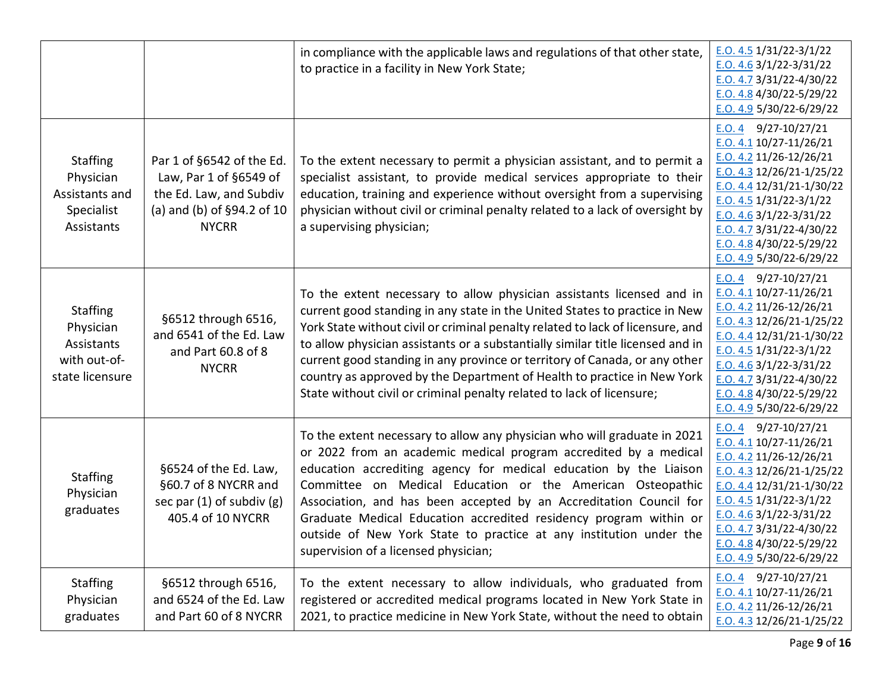| | | | |
|---|---|---|---|
| | | in compliance with the applicable laws and regulations of that other state, to practice in a facility in New York State; | E.O. 4.5 1/31/22-3/1/22<br>E.O. 4.6 3/1/22-3/31/22<br>E.O. 4.7 3/31/22-4/30/22<br>E.O. 4.8 4/30/22-5/29/22<br>E.O. 4.9 5/30/22-6/29/22 |
| Staffing Physician Assistants and Specialist Assistants | Par 1 of §6542 of the Ed. Law, Par 1 of §6549 of the Ed. Law, and Subdiv (a) and (b) of §94.2 of 10 NYCRR | To the extent necessary to permit a physician assistant, and to permit a specialist assistant, to provide medical services appropriate to their education, training and experience without oversight from a supervising physician without civil or criminal penalty related to a lack of oversight by a supervising physician; | E.O. 4 9/27-10/27/21<br>E.O. 4.1 10/27-11/26/21<br>E.O. 4.2 11/26-12/26/21<br>E.O. 4.3 12/26/21-1/25/22<br>E.O. 4.4 12/31/21-1/30/22<br>E.O. 4.5 1/31/22-3/1/22<br>E.O. 4.6 3/1/22-3/31/22<br>E.O. 4.7 3/31/22-4/30/22<br>E.O. 4.8 4/30/22-5/29/22<br>E.O. 4.9 5/30/22-6/29/22 |
| Staffing Physician Assistants with out-of-state licensure | §6512 through 6516, and 6541 of the Ed. Law and Part 60.8 of 8 NYCRR | To the extent necessary to allow physician assistants licensed and in current good standing in any state in the United States to practice in New York State without civil or criminal penalty related to lack of licensure, and to allow physician assistants or a substantially similar title licensed and in current good standing in any province or territory of Canada, or any other country as approved by the Department of Health to practice in New York State without civil or criminal penalty related to lack of licensure; | E.O. 4 9/27-10/27/21<br>E.O. 4.1 10/27-11/26/21<br>E.O. 4.2 11/26-12/26/21<br>E.O. 4.3 12/26/21-1/25/22<br>E.O. 4.4 12/31/21-1/30/22<br>E.O. 4.5 1/31/22-3/1/22<br>E.O. 4.6 3/1/22-3/31/22<br>E.O. 4.7 3/31/22-4/30/22<br>E.O. 4.8 4/30/22-5/29/22<br>E.O. 4.9 5/30/22-6/29/22 |
| Staffing Physician graduates | §6524 of the Ed. Law, §60.7 of 8 NYCRR and sec par (1) of subdiv (g) 405.4 of 10 NYCRR | To the extent necessary to allow any physician who will graduate in 2021 or 2022 from an academic medical program accredited by a medical education accrediting agency for medical education by the Liaison Committee on Medical Education or the American Osteopathic Association, and has been accepted by an Accreditation Council for Graduate Medical Education accredited residency program within or outside of New York State to practice at any institution under the supervision of a licensed physician; | E.O. 4 9/27-10/27/21<br>E.O. 4.1 10/27-11/26/21<br>E.O. 4.2 11/26-12/26/21<br>E.O. 4.3 12/26/21-1/25/22<br>E.O. 4.4 12/31/21-1/30/22<br>E.O. 4.5 1/31/22-3/1/22<br>E.O. 4.6 3/1/22-3/31/22<br>E.O. 4.7 3/31/22-4/30/22<br>E.O. 4.8 4/30/22-5/29/22<br>E.O. 4.9 5/30/22-6/29/22 |
| Staffing Physician graduates | §6512 through 6516, and 6524 of the Ed. Law and Part 60 of 8 NYCRR | To the extent necessary to allow individuals, who graduated from registered or accredited medical programs located in New York State in 2021, to practice medicine in New York State, without the need to obtain | E.O. 4 9/27-10/27/21<br>E.O. 4.1 10/27-11/26/21<br>E.O. 4.2 11/26-12/26/21<br>E.O. 4.3 12/26/21-1/25/22 |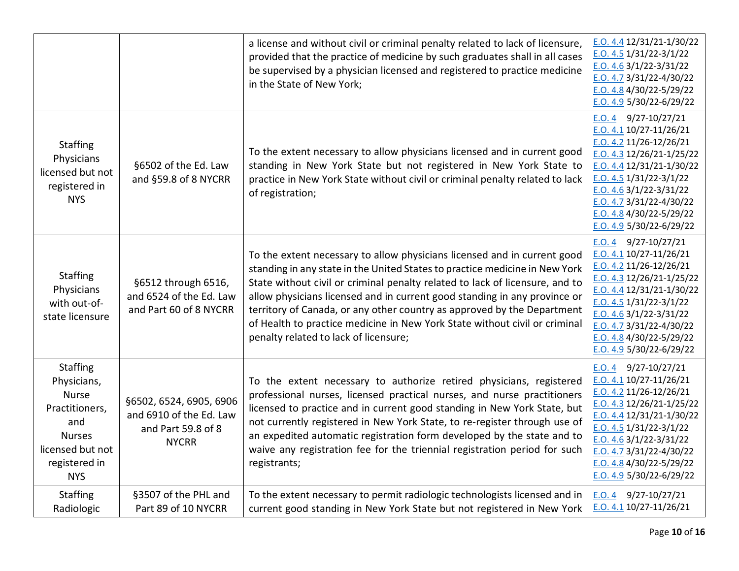| | | | |
|---|---|---|---|
| | | a license and without civil or criminal penalty related to lack of licensure, provided that the practice of medicine by such graduates shall in all cases be supervised by a physician licensed and registered to practice medicine in the State of New York; | E.O. 4.4 12/31/21-1/30/22<br>E.O. 4.5 1/31/22-3/1/22<br>E.O. 4.6 3/1/22-3/31/22<br>E.O. 4.7 3/31/22-4/30/22<br>E.O. 4.8 4/30/22-5/29/22<br>E.O. 4.9 5/30/22-6/29/22 |
| Staffing Physicians licensed but not registered in NYS | §6502 of the Ed. Law and §59.8 of 8 NYCRR | To the extent necessary to allow physicians licensed and in current good standing in New York State but not registered in New York State to practice in New York State without civil or criminal penalty related to lack of registration; | E.O. 4 9/27-10/27/21<br>E.O. 4.1 10/27-11/26/21<br>E.O. 4.2 11/26-12/26/21<br>E.O. 4.3 12/26/21-1/25/22<br>E.O. 4.4 12/31/21-1/30/22<br>E.O. 4.5 1/31/22-3/1/22<br>E.O. 4.6 3/1/22-3/31/22<br>E.O. 4.7 3/31/22-4/30/22<br>E.O. 4.8 4/30/22-5/29/22<br>E.O. 4.9 5/30/22-6/29/22 |
| Staffing Physicians with out-of-state licensure | §6512 through 6516, and 6524 of the Ed. Law and Part 60 of 8 NYCRR | To the extent necessary to allow physicians licensed and in current good standing in any state in the United States to practice medicine in New York State without civil or criminal penalty related to lack of licensure, and to allow physicians licensed and in current good standing in any province or territory of Canada, or any other country as approved by the Department of Health to practice medicine in New York State without civil or criminal penalty related to lack of licensure; | E.O. 4 9/27-10/27/21<br>E.O. 4.1 10/27-11/26/21<br>E.O. 4.2 11/26-12/26/21<br>E.O. 4.3 12/26/21-1/25/22<br>E.O. 4.4 12/31/21-1/30/22<br>E.O. 4.5 1/31/22-3/1/22<br>E.O. 4.6 3/1/22-3/31/22<br>E.O. 4.7 3/31/22-4/30/22<br>E.O. 4.8 4/30/22-5/29/22<br>E.O. 4.9 5/30/22-6/29/22 |
| Staffing Physicians, Nurse Practitioners, and Nurses licensed but not registered in NYS | §6502, 6524, 6905, 6906 and 6910 of the Ed. Law and Part 59.8 of 8 NYCRR | To the extent necessary to authorize retired physicians, registered professional nurses, licensed practical nurses, and nurse practitioners licensed to practice and in current good standing in New York State, but not currently registered in New York State, to re-register through use of an expedited automatic registration form developed by the state and to waive any registration fee for the triennial registration period for such registrants; | E.O. 4 9/27-10/27/21<br>E.O. 4.1 10/27-11/26/21<br>E.O. 4.2 11/26-12/26/21<br>E.O. 4.3 12/26/21-1/25/22<br>E.O. 4.4 12/31/21-1/30/22<br>E.O. 4.5 1/31/22-3/1/22<br>E.O. 4.6 3/1/22-3/31/22<br>E.O. 4.7 3/31/22-4/30/22<br>E.O. 4.8 4/30/22-5/29/22<br>E.O. 4.9 5/30/22-6/29/22 |
| Staffing Radiologic | §3507 of the PHL and Part 89 of 10 NYCRR | To the extent necessary to permit radiologic technologists licensed and in current good standing in New York State but not registered in New York | E.O. 4 9/27-10/27/21<br>E.O. 4.1 10/27-11/26/21 |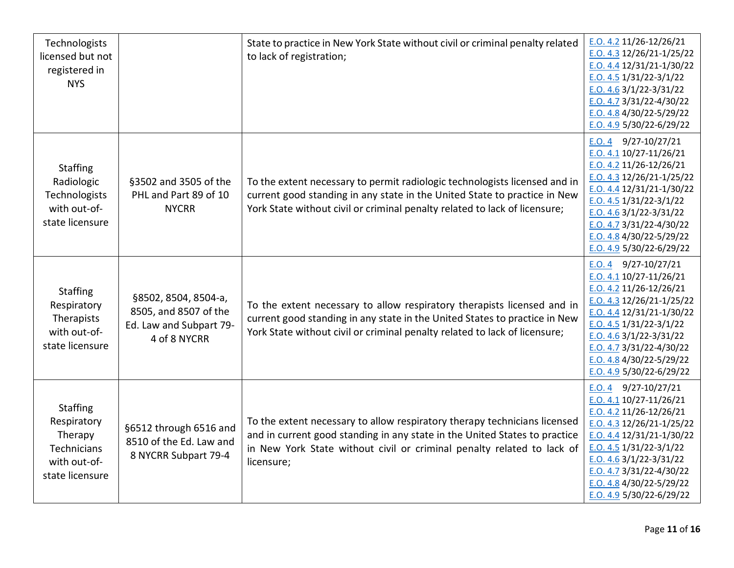| | | | |
|---|---|---|---|
| Technologists licensed but not registered in NYS | | State to practice in New York State without civil or criminal penalty related to lack of registration; | E.O. 4.2 11/26-12/26/21<br>E.O. 4.3 12/26/21-1/25/22<br>E.O. 4.4 12/31/21-1/30/22<br>E.O. 4.5 1/31/22-3/1/22<br>E.O. 4.6 3/1/22-3/31/22<br>E.O. 4.7 3/31/22-4/30/22<br>E.O. 4.8 4/30/22-5/29/22<br>E.O. 4.9 5/30/22-6/29/22 |
| Staffing Radiologic Technologists with out-of-state licensure | §3502 and 3505 of the PHL and Part 89 of 10 NYCRR | To the extent necessary to permit radiologic technologists licensed and in current good standing in any state in the United State to practice in New York State without civil or criminal penalty related to lack of licensure; | E.O. 4 9/27-10/27/21<br>E.O. 4.1 10/27-11/26/21<br>E.O. 4.2 11/26-12/26/21<br>E.O. 4.3 12/26/21-1/25/22<br>E.O. 4.4 12/31/21-1/30/22<br>E.O. 4.5 1/31/22-3/1/22<br>E.O. 4.6 3/1/22-3/31/22<br>E.O. 4.7 3/31/22-4/30/22<br>E.O. 4.8 4/30/22-5/29/22<br>E.O. 4.9 5/30/22-6/29/22 |
| Staffing Respiratory Therapists with out-of-state licensure | §8502, 8504, 8504-a, 8505, and 8507 of the Ed. Law and Subpart 79-4 of 8 NYCRR | To the extent necessary to allow respiratory therapists licensed and in current good standing in any state in the United States to practice in New York State without civil or criminal penalty related to lack of licensure; | E.O. 4 9/27-10/27/21<br>E.O. 4.1 10/27-11/26/21<br>E.O. 4.2 11/26-12/26/21<br>E.O. 4.3 12/26/21-1/25/22<br>E.O. 4.4 12/31/21-1/30/22<br>E.O. 4.5 1/31/22-3/1/22<br>E.O. 4.6 3/1/22-3/31/22<br>E.O. 4.7 3/31/22-4/30/22<br>E.O. 4.8 4/30/22-5/29/22<br>E.O. 4.9 5/30/22-6/29/22 |
| Staffing Respiratory Therapy Technicians with out-of-state licensure | §6512 through 6516 and 8510 of the Ed. Law and 8 NYCRR Subpart 79-4 | To the extent necessary to allow respiratory therapy technicians licensed and in current good standing in any state in the United States to practice in New York State without civil or criminal penalty related to lack of licensure; | E.O. 4 9/27-10/27/21<br>E.O. 4.1 10/27-11/26/21<br>E.O. 4.2 11/26-12/26/21<br>E.O. 4.3 12/26/21-1/25/22<br>E.O. 4.4 12/31/21-1/30/22<br>E.O. 4.5 1/31/22-3/1/22<br>E.O. 4.6 3/1/22-3/31/22<br>E.O. 4.7 3/31/22-4/30/22<br>E.O. 4.8 4/30/22-5/29/22<br>E.O. 4.9 5/30/22-6/29/22 |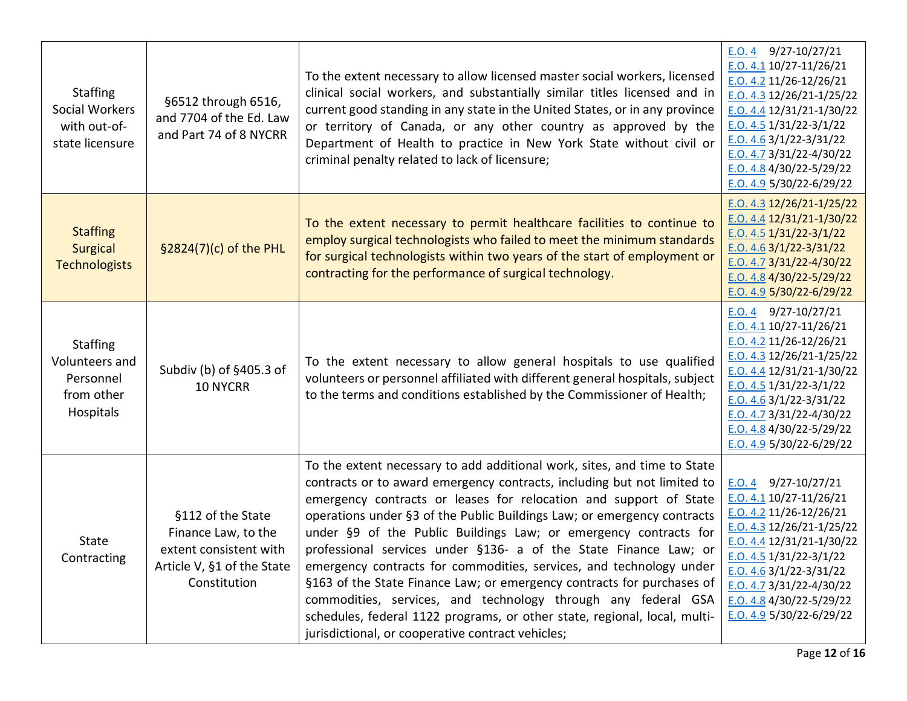| Staffing Social Workers with out-of-state licensure | §6512 through 6516, and 7704 of the Ed. Law and Part 74 of 8 NYCRR | To the extent necessary to allow licensed master social workers, licensed clinical social workers, and substantially similar titles licensed and in current good standing in any state in the United States, or in any province or territory of Canada, or any other country as approved by the Department of Health to practice in New York State without civil or criminal penalty related to lack of licensure; | E.O. 4 9/27-10/27/21<br>E.O. 4.1 10/27-11/26/21<br>E.O. 4.2 11/26-12/26/21<br>E.O. 4.3 12/26/21-1/25/22<br>E.O. 4.4 12/31/21-1/30/22<br>E.O. 4.5 1/31/22-3/1/22<br>E.O. 4.6 3/1/22-3/31/22<br>E.O. 4.7 3/31/22-4/30/22<br>E.O. 4.8 4/30/22-5/29/22<br>E.O. 4.9 5/30/22-6/29/22 |
|---|---|---|---|
| Staffing Surgical Technologists | §2824(7)(c) of the PHL | To the extent necessary to permit healthcare facilities to continue to employ surgical technologists who failed to meet the minimum standards for surgical technologists within two years of the start of employment or contracting for the performance of surgical technology. | E.O. 4.3 12/26/21-1/25/22<br>E.O. 4.4 12/31/21-1/30/22<br>E.O. 4.5 1/31/22-3/1/22<br>E.O. 4.6 3/1/22-3/31/22<br>E.O. 4.7 3/31/22-4/30/22<br>E.O. 4.8 4/30/22-5/29/22<br>E.O. 4.9 5/30/22-6/29/22 |
| Staffing Volunteers and Personnel from other Hospitals | Subdiv (b) of §405.3 of 10 NYCRR | To the extent necessary to allow general hospitals to use qualified volunteers or personnel affiliated with different general hospitals, subject to the terms and conditions established by the Commissioner of Health; | E.O. 4 9/27-10/27/21<br>E.O. 4.1 10/27-11/26/21<br>E.O. 4.2 11/26-12/26/21<br>E.O. 4.3 12/26/21-1/25/22<br>E.O. 4.4 12/31/21-1/30/22<br>E.O. 4.5 1/31/22-3/1/22<br>E.O. 4.6 3/1/22-3/31/22<br>E.O. 4.7 3/31/22-4/30/22<br>E.O. 4.8 4/30/22-5/29/22<br>E.O. 4.9 5/30/22-6/29/22 |
| State Contracting | §112 of the State Finance Law, to the extent consistent with Article V, §1 of the State Constitution | To the extent necessary to add additional work, sites, and time to State contracts or to award emergency contracts, including but not limited to emergency contracts or leases for relocation and support of State operations under §3 of the Public Buildings Law; or emergency contracts under §9 of the Public Buildings Law; or emergency contracts for professional services under §136- a of the State Finance Law; or emergency contracts for commodities, services, and technology under §163 of the State Finance Law; or emergency contracts for purchases of commodities, services, and technology through any federal GSA schedules, federal 1122 programs, or other state, regional, local, multi-jurisdictional, or cooperative contract vehicles; | E.O. 4 9/27-10/27/21<br>E.O. 4.1 10/27-11/26/21<br>E.O. 4.2 11/26-12/26/21<br>E.O. 4.3 12/26/21-1/25/22<br>E.O. 4.4 12/31/21-1/30/22<br>E.O. 4.5 1/31/22-3/1/22<br>E.O. 4.6 3/1/22-3/31/22<br>E.O. 4.7 3/31/22-4/30/22<br>E.O. 4.8 4/30/22-5/29/22<br>E.O. 4.9 5/30/22-6/29/22 |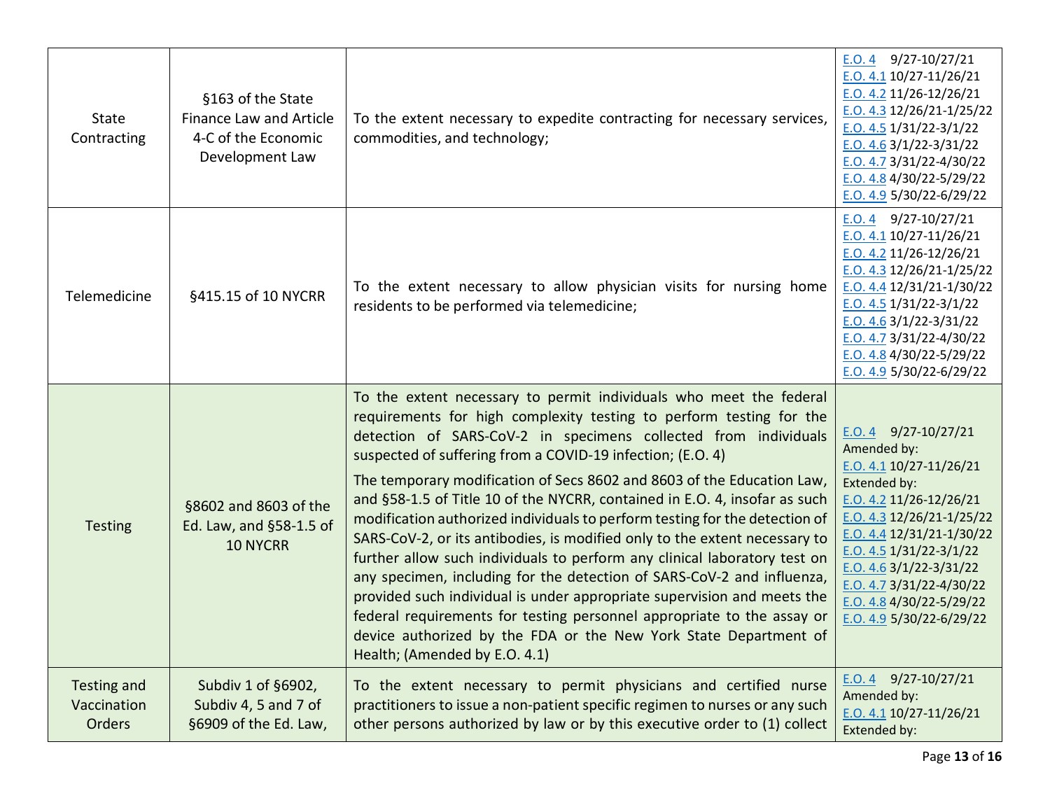| State Contracting | §163 of the State Finance Law and Article 4-C of the Economic Development Law | To the extent necessary to expedite contracting for necessary services, commodities, and technology; | E.O. 4 9/27-10/27/21<br>E.O. 4.1 10/27-11/26/21<br>E.O. 4.2 11/26-12/26/21<br>E.O. 4.3 12/26/21-1/25/22<br>E.O. 4.5 1/31/22-3/1/22<br>E.O. 4.6 3/1/22-3/31/22<br>E.O. 4.7 3/31/22-4/30/22<br>E.O. 4.8 4/30/22-5/29/22<br>E.O. 4.9 5/30/22-6/29/22 |
|---|---|---|---|
| Telemedicine | §415.15 of 10 NYCRR | To the extent necessary to allow physician visits for nursing home residents to be performed via telemedicine; | E.O. 4 9/27-10/27/21<br>E.O. 4.1 10/27-11/26/21<br>E.O. 4.2 11/26-12/26/21<br>E.O. 4.3 12/26/21-1/25/22<br>E.O. 4.4 12/31/21-1/30/22<br>E.O. 4.5 1/31/22-3/1/22<br>E.O. 4.6 3/1/22-3/31/22<br>E.O. 4.7 3/31/22-4/30/22<br>E.O. 4.8 4/30/22-5/29/22<br>E.O. 4.9 5/30/22-6/29/22 |
| Testing | §8602 and 8603 of the Ed. Law, and §58-1.5 of 10 NYCRR | To the extent necessary to permit individuals who meet the federal requirements for high complexity testing to perform testing for the detection of SARS-CoV-2 in specimens collected from individuals suspected of suffering from a COVID-19 infection; (E.O. 4)<br><br>The temporary modification of Secs 8602 and 8603 of the Education Law, and §58-1.5 of Title 10 of the NYCRR, contained in E.O. 4, insofar as such modification authorized individuals to perform testing for the detection of SARS-CoV-2, or its antibodies, is modified only to the extent necessary to further allow such individuals to perform any clinical laboratory test on any specimen, including for the detection of SARS-CoV-2 and influenza, provided such individual is under appropriate supervision and meets the federal requirements for testing personnel appropriate to the assay or device authorized by the FDA or the New York State Department of Health; (Amended by E.O. 4.1) | E.O. 4 9/27-10/27/21<br>Amended by:<br>E.O. 4.1 10/27-11/26/21<br>Extended by:<br>E.O. 4.2 11/26-12/26/21<br>E.O. 4.3 12/26/21-1/25/22<br>E.O. 4.4 12/31/21-1/30/22<br>E.O. 4.5 1/31/22-3/1/22<br>E.O. 4.6 3/1/22-3/31/22<br>E.O. 4.7 3/31/22-4/30/22<br>E.O. 4.8 4/30/22-5/29/22<br>E.O. 4.9 5/30/22-6/29/22 |
| Testing and Vaccination Orders | Subdiv 1 of §6902, Subdiv 4, 5 and 7 of §6909 of the Ed. Law, | To the extent necessary to permit physicians and certified nurse practitioners to issue a non-patient specific regimen to nurses or any such other persons authorized by law or by this executive order to (1) collect | E.O. 4 9/27-10/27/21<br>Amended by:<br>E.O. 4.1 10/27-11/26/21<br>Extended by: |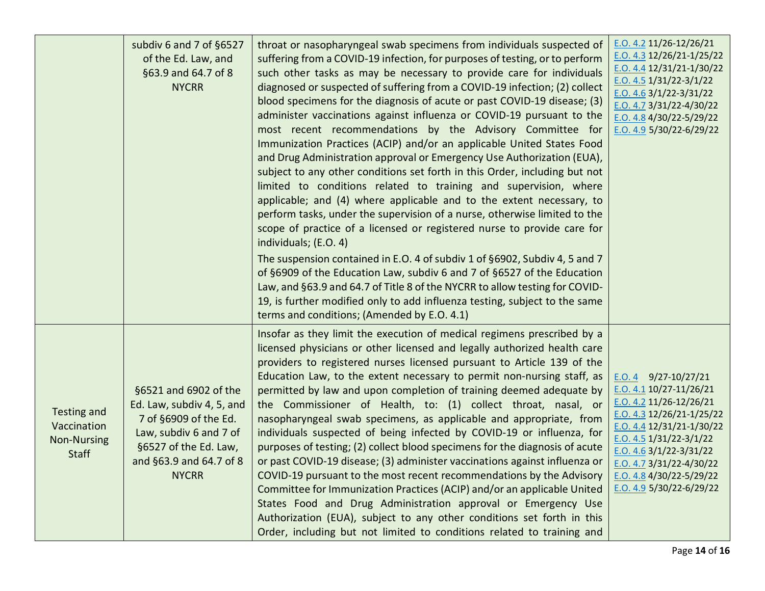| | | | |
|---|---|---|---|
| | subdiv 6 and 7 of §6527 of the Ed. Law, and §63.9 and 64.7 of 8 NYCRR | throat or nasopharyngeal swab specimens from individuals suspected of suffering from a COVID-19 infection, for purposes of testing, or to perform such other tasks as may be necessary to provide care for individuals diagnosed or suspected of suffering from a COVID-19 infection; (2) collect blood specimens for the diagnosis of acute or past COVID-19 disease; (3) administer vaccinations against influenza or COVID-19 pursuant to the most recent recommendations by the Advisory Committee for Immunization Practices (ACIP) and/or an applicable United States Food and Drug Administration approval or Emergency Use Authorization (EUA), subject to any other conditions set forth in this Order, including but not limited to conditions related to training and supervision, where applicable; and (4) where applicable and to the extent necessary, to perform tasks, under the supervision of a nurse, otherwise limited to the scope of practice of a licensed or registered nurse to provide care for individuals; (E.O. 4)<br><br>The suspension contained in E.O. 4 of subdiv 1 of §6902, Subdiv 4, 5 and 7 of §6909 of the Education Law, subdiv 6 and 7 of §6527 of the Education Law, and §63.9 and 64.7 of Title 8 of the NYCRR to allow testing for COVID-19, is further modified only to add influenza testing, subject to the same terms and conditions; (Amended by E.O. 4.1) | E.O. 4.2 11/26-12/26/21<br>E.O. 4.3 12/26/21-1/25/22<br>E.O. 4.4 12/31/21-1/30/22<br>E.O. 4.5 1/31/22-3/1/22<br>E.O. 4.6 3/1/22-3/31/22<br>E.O. 4.7 3/31/22-4/30/22<br>E.O. 4.8 4/30/22-5/29/22<br>E.O. 4.9 5/30/22-6/29/22 |
| Testing and Vaccination Non-Nursing Staff | §6521 and 6902 of the Ed. Law, subdiv 4, 5, and 7 of §6909 of the Ed. Law, subdiv 6 and 7 of §6527 of the Ed. Law, and §63.9 and 64.7 of 8 NYCRR | Insofar as they limit the execution of medical regimens prescribed by a licensed physicians or other licensed and legally authorized health care providers to registered nurses licensed pursuant to Article 139 of the Education Law, to the extent necessary to permit non-nursing staff, as permitted by law and upon completion of training deemed adequate by the Commissioner of Health, to: (1) collect throat, nasal, or nasopharyngeal swab specimens, as applicable and appropriate, from individuals suspected of being infected by COVID-19 or influenza, for purposes of testing; (2) collect blood specimens for the diagnosis of acute or past COVID-19 disease; (3) administer vaccinations against influenza or COVID-19 pursuant to the most recent recommendations by the Advisory Committee for Immunization Practices (ACIP) and/or an applicable United States Food and Drug Administration approval or Emergency Use Authorization (EUA), subject to any other conditions set forth in this Order, including but not limited to conditions related to training and | E.O. 4 9/27-10/27/21<br>E.O. 4.1 10/27-11/26/21<br>E.O. 4.2 11/26-12/26/21<br>E.O. 4.3 12/26/21-1/25/22<br>E.O. 4.4 12/31/21-1/30/22<br>E.O. 4.5 1/31/22-3/1/22<br>E.O. 4.6 3/1/22-3/31/22<br>E.O. 4.7 3/31/22-4/30/22<br>E.O. 4.8 4/30/22-5/29/22<br>E.O. 4.9 5/30/22-6/29/22 |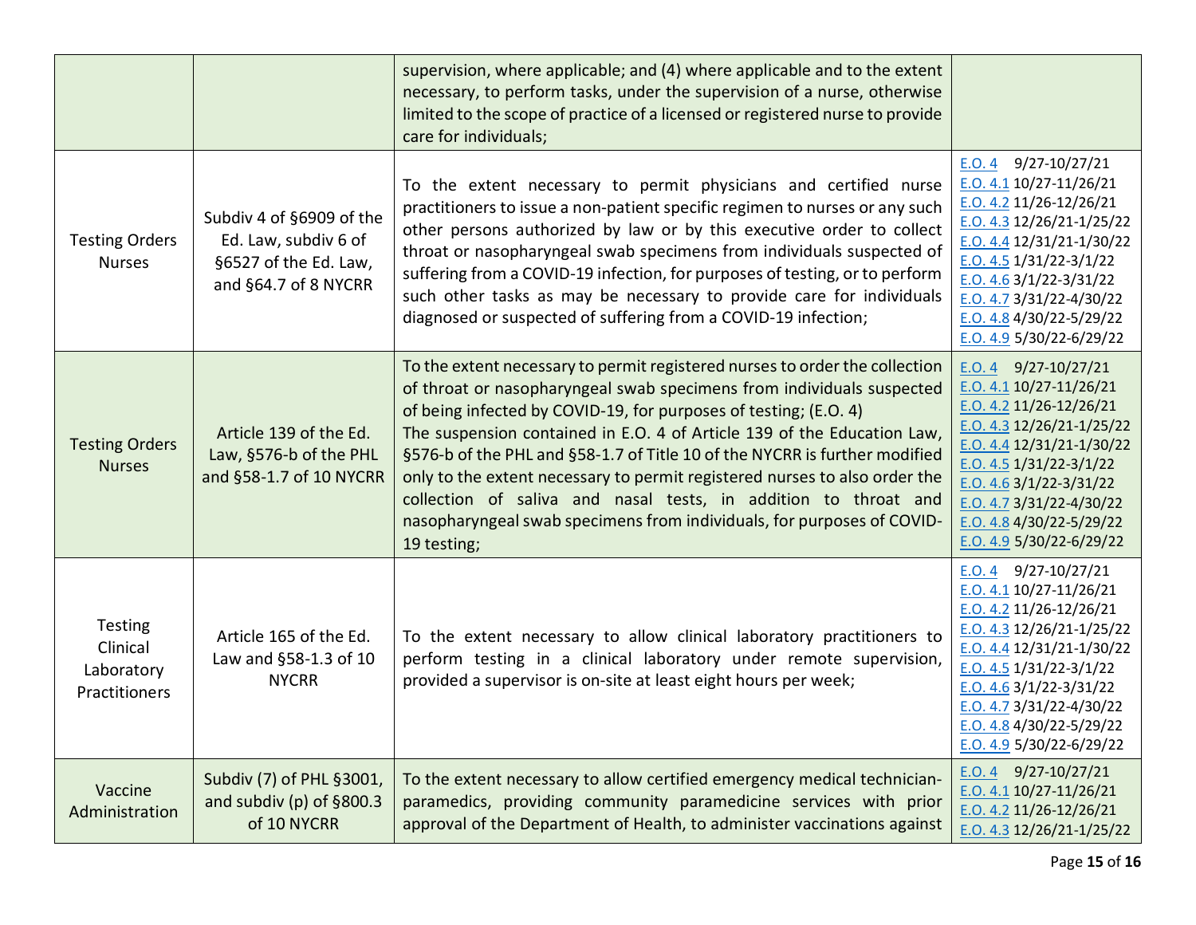| | | | |
|---|---|---|---|
| | | supervision, where applicable; and (4) where applicable and to the extent necessary, to perform tasks, under the supervision of a nurse, otherwise limited to the scope of practice of a licensed or registered nurse to provide care for individuals; | |
| Testing Orders Nurses | Subdiv 4 of §6909 of the Ed. Law, subdiv 6 of §6527 of the Ed. Law, and §64.7 of 8 NYCRR | To the extent necessary to permit physicians and certified nurse practitioners to issue a non-patient specific regimen to nurses or any such other persons authorized by law or by this executive order to collect throat or nasopharyngeal swab specimens from individuals suspected of suffering from a COVID-19 infection, for purposes of testing, or to perform such other tasks as may be necessary to provide care for individuals diagnosed or suspected of suffering from a COVID-19 infection; | E.O. 4 9/27-10/27/21<br>E.O. 4.1 10/27-11/26/21<br>E.O. 4.2 11/26-12/26/21<br>E.O. 4.3 12/26/21-1/25/22<br>E.O. 4.4 12/31/21-1/30/22<br>E.O. 4.5 1/31/22-3/1/22<br>E.O. 4.6 3/1/22-3/31/22<br>E.O. 4.7 3/31/22-4/30/22<br>E.O. 4.8 4/30/22-5/29/22<br>E.O. 4.9 5/30/22-6/29/22 |
| Testing Orders Nurses | Article 139 of the Ed. Law, §576-b of the PHL and §58-1.7 of 10 NYCRR | To the extent necessary to permit registered nurses to order the collection of throat or nasopharyngeal swab specimens from individuals suspected of being infected by COVID-19, for purposes of testing; (E.O. 4)<br>The suspension contained in E.O. 4 of Article 139 of the Education Law, §576-b of the PHL and §58-1.7 of Title 10 of the NYCRR is further modified only to the extent necessary to permit registered nurses to also order the collection of saliva and nasal tests, in addition to throat and nasopharyngeal swab specimens from individuals, for purposes of COVID-19 testing; | E.O. 4 9/27-10/27/21<br>E.O. 4.1 10/27-11/26/21<br>E.O. 4.2 11/26-12/26/21<br>E.O. 4.3 12/26/21-1/25/22<br>E.O. 4.4 12/31/21-1/30/22<br>E.O. 4.5 1/31/22-3/1/22<br>E.O. 4.6 3/1/22-3/31/22<br>E.O. 4.7 3/31/22-4/30/22<br>E.O. 4.8 4/30/22-5/29/22<br>E.O. 4.9 5/30/22-6/29/22 |
| Testing Clinical Laboratory Practitioners | Article 165 of the Ed. Law and §58-1.3 of 10 NYCRR | To the extent necessary to allow clinical laboratory practitioners to perform testing in a clinical laboratory under remote supervision, provided a supervisor is on-site at least eight hours per week; | E.O. 4 9/27-10/27/21<br>E.O. 4.1 10/27-11/26/21<br>E.O. 4.2 11/26-12/26/21<br>E.O. 4.3 12/26/21-1/25/22<br>E.O. 4.4 12/31/21-1/30/22<br>E.O. 4.5 1/31/22-3/1/22<br>E.O. 4.6 3/1/22-3/31/22<br>E.O. 4.7 3/31/22-4/30/22<br>E.O. 4.8 4/30/22-5/29/22<br>E.O. 4.9 5/30/22-6/29/22 |
| Vaccine Administration | Subdiv (7) of PHL §3001, and subdiv (p) of §800.3 of 10 NYCRR | To the extent necessary to allow certified emergency medical technician-paramedics, providing community paramedicine services with prior approval of the Department of Health, to administer vaccinations against | E.O. 4 9/27-10/27/21<br>E.O. 4.1 10/27-11/26/21<br>E.O. 4.2 11/26-12/26/21<br>E.O. 4.3 12/26/21-1/25/22 |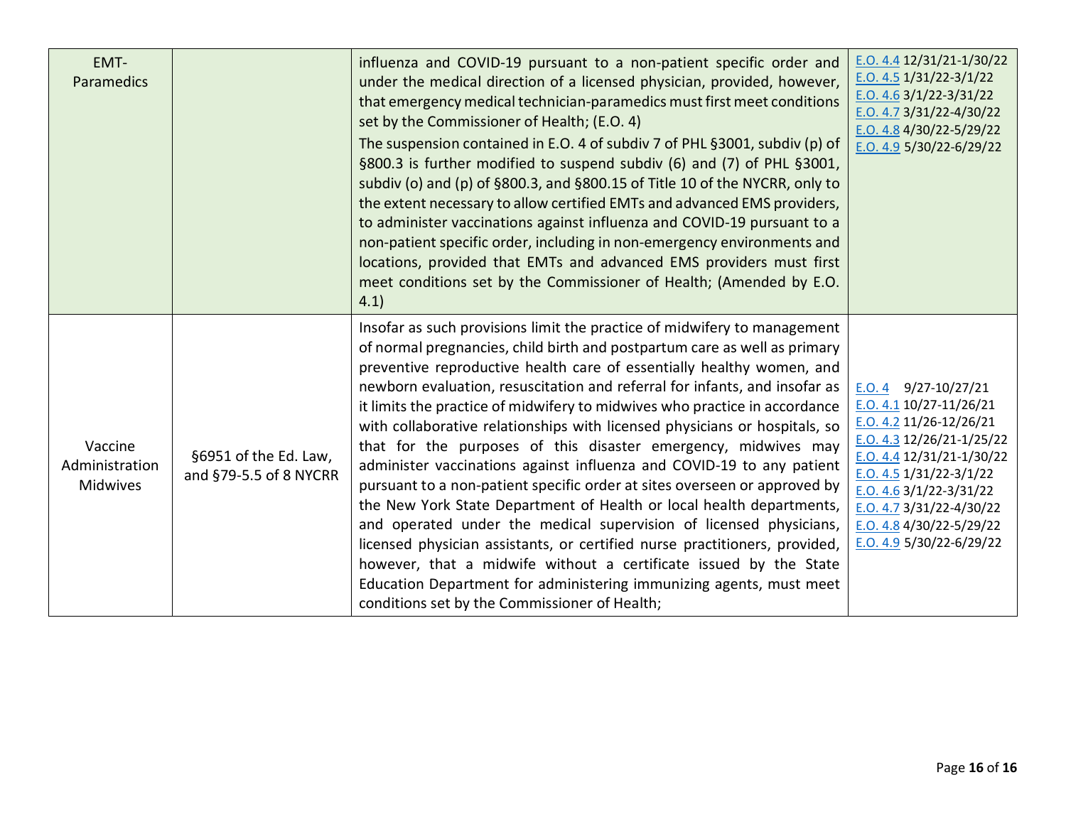| | | | |
|---|---|---|---|
| EMT-Paramedics | | influenza and COVID-19 pursuant to a non-patient specific order and under the medical direction of a licensed physician, provided, however, that emergency medical technician-paramedics must first meet conditions set by the Commissioner of Health; (E.O. 4)<br>The suspension contained in E.O. 4 of subdiv 7 of PHL §3001, subdiv (p) of §800.3 is further modified to suspend subdiv (6) and (7) of PHL §3001, subdiv (o) and (p) of §800.3, and §800.15 of Title 10 of the NYCRR, only to the extent necessary to allow certified EMTs and advanced EMS providers, to administer vaccinations against influenza and COVID-19 pursuant to a non-patient specific order, including in non-emergency environments and locations, provided that EMTs and advanced EMS providers must first meet conditions set by the Commissioner of Health; (Amended by E.O. 4.1) | E.O. 4.4 12/31/21-1/30/22<br>E.O. 4.5 1/31/22-3/1/22<br>E.O. 4.6 3/1/22-3/31/22<br>E.O. 4.7 3/31/22-4/30/22<br>E.O. 4.8 4/30/22-5/29/22<br>E.O. 4.9 5/30/22-6/29/22 |
| Vaccine Administration Midwives | §6951 of the Ed. Law, and §79-5.5 of 8 NYCRR | Insofar as such provisions limit the practice of midwifery to management of normal pregnancies, child birth and postpartum care as well as primary preventive reproductive health care of essentially healthy women, and newborn evaluation, resuscitation and referral for infants, and insofar as it limits the practice of midwifery to midwives who practice in accordance with collaborative relationships with licensed physicians or hospitals, so that for the purposes of this disaster emergency, midwives may administer vaccinations against influenza and COVID-19 to any patient pursuant to a non-patient specific order at sites overseen or approved by the New York State Department of Health or local health departments, and operated under the medical supervision of licensed physicians, licensed physician assistants, or certified nurse practitioners, provided, however, that a midwife without a certificate issued by the State Education Department for administering immunizing agents, must meet conditions set by the Commissioner of Health; | E.O. 4 9/27-10/27/21<br>E.O. 4.1 10/27-11/26/21<br>E.O. 4.2 11/26-12/26/21<br>E.O. 4.3 12/26/21-1/25/22<br>E.O. 4.4 12/31/21-1/30/22<br>E.O. 4.5 1/31/22-3/1/22<br>E.O. 4.6 3/1/22-3/31/22<br>E.O. 4.7 3/31/22-4/30/22<br>E.O. 4.8 4/30/22-5/29/22<br>E.O. 4.9 5/30/22-6/29/22 |